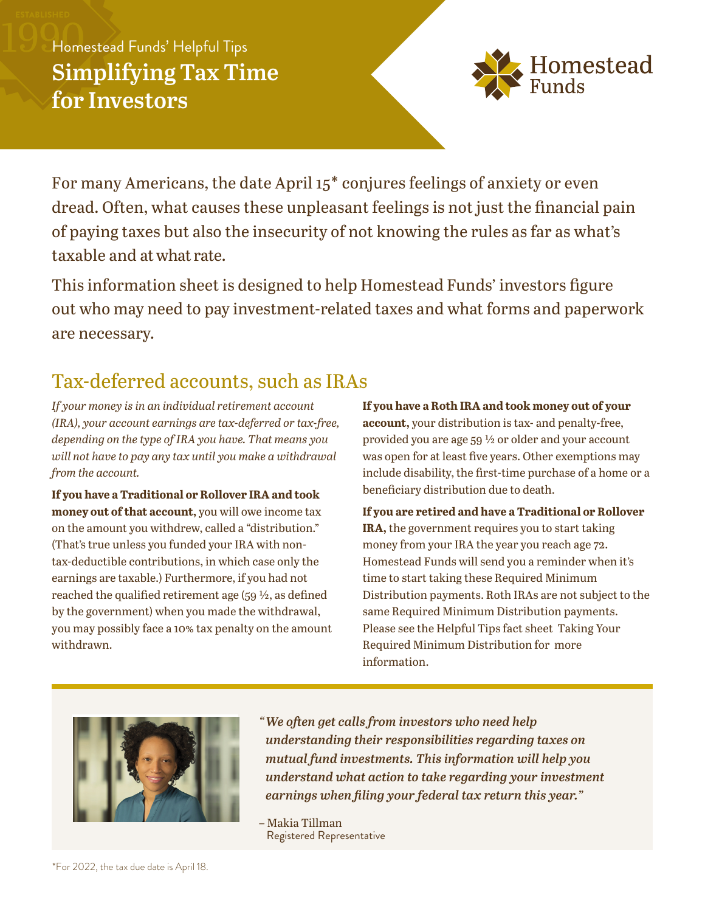Homestead Funds' Helpful Tips

# Simplifying Tax Time for Investors

For many Americans, the date April 15* conjures feelings of anxiety or even dread. Often, what causes these unpleasant feelings is not just the financial pain of paying taxes but also the insecurity of not knowing the rules as far as what's taxable and at what rate.

This information sheet is designed to help Homestead Funds' investors figure out who may need to pay investment-related taxes and what forms and paperwork are necessary.

## Tax-deferred accounts, such as IRAs

*If your money is in an individual retirement account (IRA), your account earnings are tax-deferred or tax-free, depending on the type of IRA you have. That means you will not have to pay any tax until you make a withdrawal from the account.*

**If you have a Traditional or Rollover IRA and took money out of that account,** you will owe income tax on the amount you withdrew, called a "distribution." (That's true unless you funded your IRA with non-tax-deductible contributions, in which case only the earnings are taxable.) Furthermore, if you had not reached the qualified retirement age (59 ½, as defined by the government) when you made the withdrawal, you may possibly face a 10% tax penalty on the amount withdrawn.

**If you have a Roth IRA and took money out of your account,** your distribution is tax- and penalty-free, provided you are age 59 ½ or older and your account was open for at least five years. Other exemptions may include disability, the first-time purchase of a home or a beneficiary distribution due to death.

**If you are retired and have a Traditional or Rollover IRA,** the government requires you to start taking money from your IRA the year you reach age 72. Homestead Funds will send you a reminder when it's time to start taking these Required Minimum Distribution payments. Roth IRAs are not subject to the same Required Minimum Distribution payments. Please see the Helpful Tips fact sheet Taking Your Required Minimum Distribution for more information.

*"We often get calls from investors who need help understanding their responsibilities regarding taxes on mutual fund investments. This information will help you understand what action to take regarding your investment earnings when filing your federal tax return this year."*

– Makia Tillman
Registered Representative

*For 2022, the tax due date is April 18.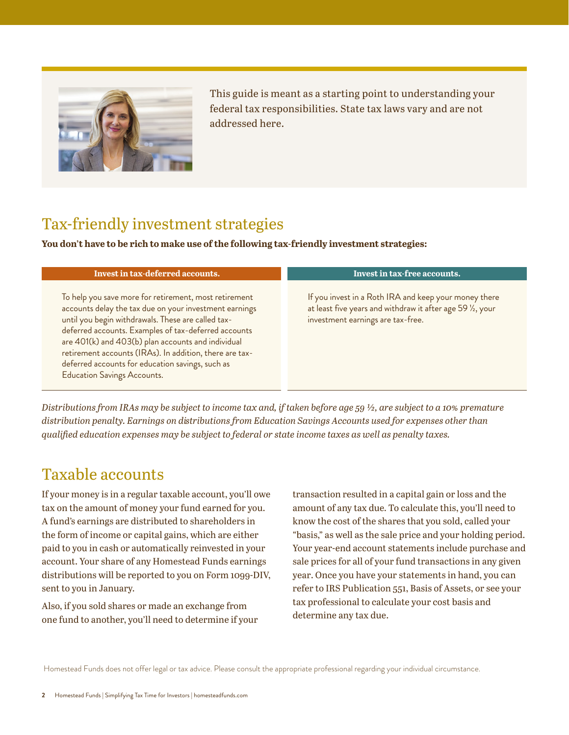This guide is meant as a starting point to understanding your federal tax responsibilities. State tax laws vary and are not addressed here.

## Tax-friendly investment strategies

**You don't have to be rich to make use of the following tax-friendly investment strategies:**

**Invest in tax-deferred accounts.**

To help you save more for retirement, most retirement accounts delay the tax due on your investment earnings until you begin withdrawals. These are called tax-deferred accounts. Examples of tax-deferred accounts are 401(k) and 403(b) plan accounts and individual retirement accounts (IRAs). In addition, there are tax-deferred accounts for education savings, such as Education Savings Accounts.

**Invest in tax-free accounts.**

If you invest in a Roth IRA and keep your money there at least five years and withdraw it after age 59 ½, your investment earnings are tax-free.

*Distributions from IRAs may be subject to income tax and, if taken before age 59 ½, are subject to a 10% premature distribution penalty. Earnings on distributions from Education Savings Accounts used for expenses other than qualified education expenses may be subject to federal or state income taxes as well as penalty taxes.*

## Taxable accounts

If your money is in a regular taxable account, you'll owe tax on the amount of money your fund earned for you. A fund's earnings are distributed to shareholders in the form of income or capital gains, which are either paid to you in cash or automatically reinvested in your account. Your share of any Homestead Funds earnings distributions will be reported to you on Form 1099-DIV, sent to you in January.

Also, if you sold shares or made an exchange from one fund to another, you'll need to determine if your transaction resulted in a capital gain or loss and the amount of any tax due. To calculate this, you'll need to know the cost of the shares that you sold, called your "basis," as well as the sale price and your holding period. Your year-end account statements include purchase and sale prices for all of your fund transactions in any given year. Once you have your statements in hand, you can refer to IRS Publication 551, Basis of Assets, or see your tax professional to calculate your cost basis and determine any tax due.

Homestead Funds does not offer legal or tax advice. Please consult the appropriate professional regarding your individual circumstance.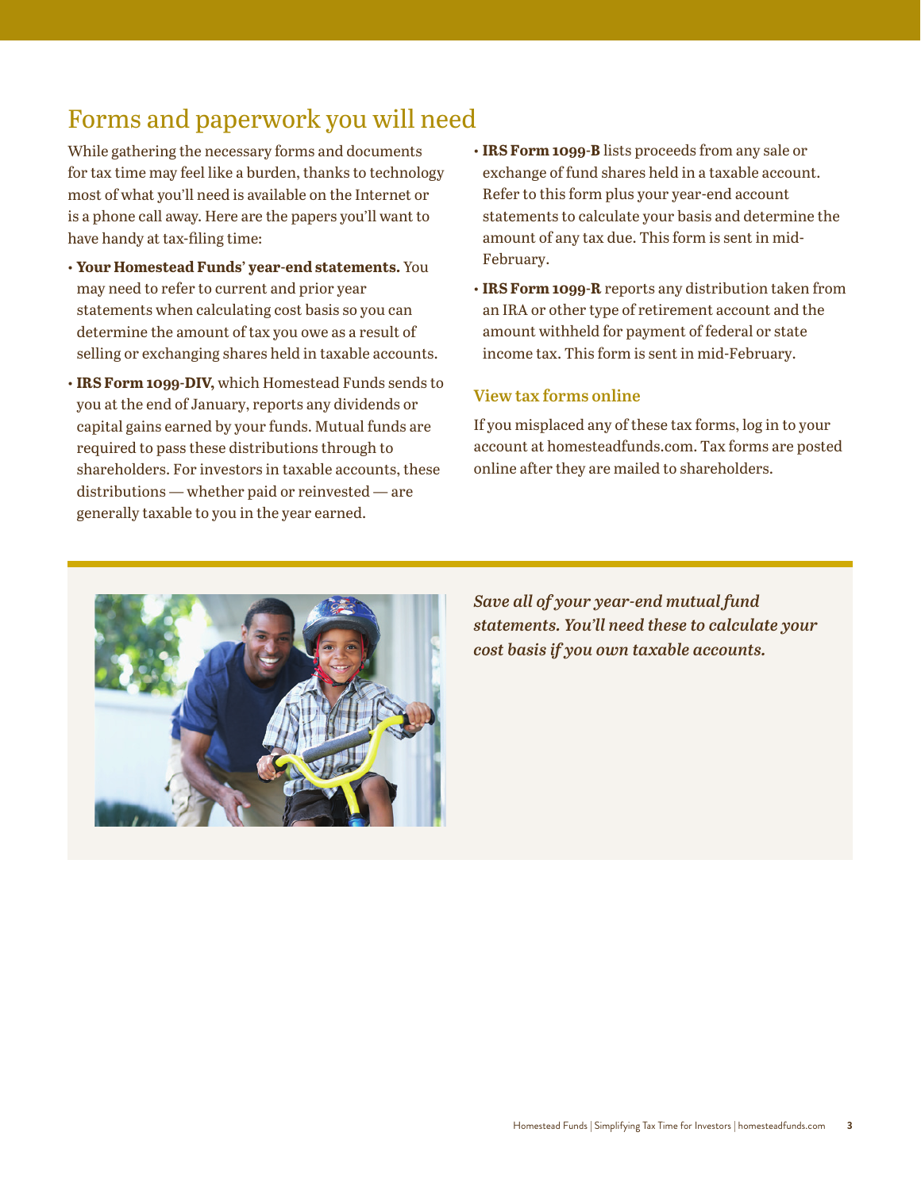## Forms and paperwork you will need

While gathering the necessary forms and documents for tax time may feel like a burden, thanks to technology most of what you'll need is available on the Internet or is a phone call away. Here are the papers you'll want to have handy at tax-filing time:

- **Your Homestead Funds' year-end statements.** You may need to refer to current and prior year statements when calculating cost basis so you can determine the amount of tax you owe as a result of selling or exchanging shares held in taxable accounts.
- **IRS Form 1099-DIV,** which Homestead Funds sends to you at the end of January, reports any dividends or capital gains earned by your funds. Mutual funds are required to pass these distributions through to shareholders. For investors in taxable accounts, these distributions — whether paid or reinvested — are generally taxable to you in the year earned.
- **IRS Form 1099-B** lists proceeds from any sale or exchange of fund shares held in a taxable account. Refer to this form plus your year-end account statements to calculate your basis and determine the amount of any tax due. This form is sent in mid-February.
- **IRS Form 1099-R** reports any distribution taken from an IRA or other type of retirement account and the amount withheld for payment of federal or state income tax. This form is sent in mid-February.

### View tax forms online

If you misplaced any of these tax forms, log in to your account at homesteadfunds.com. Tax forms are posted online after they are mailed to shareholders.

***Save all of your year-end mutual fund statements. You'll need these to calculate your cost basis if you own taxable accounts.***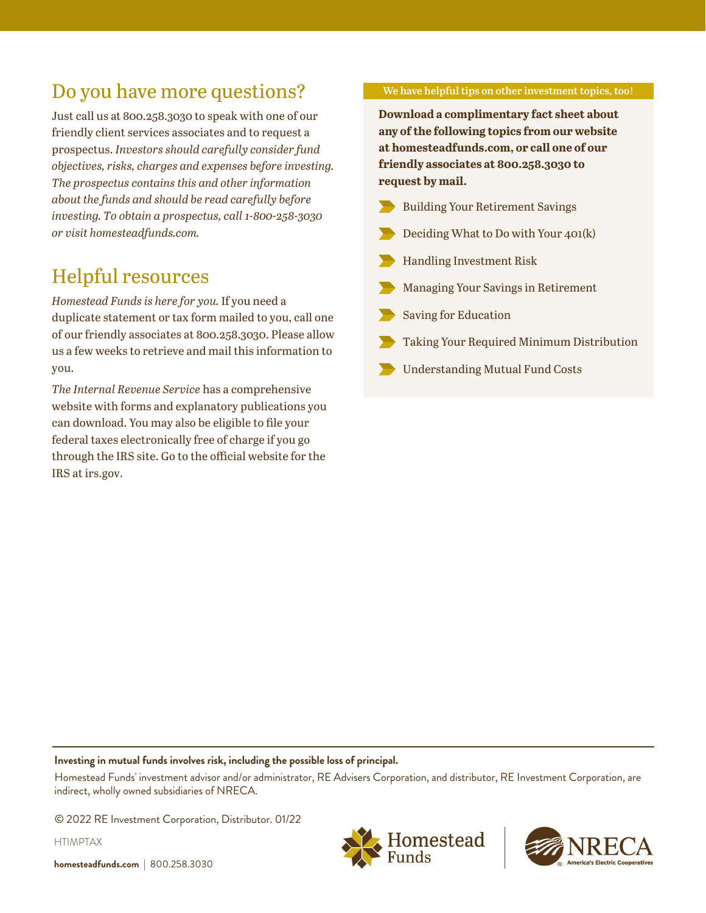## Do you have more questions?

Just call us at 800.258.3030 to speak with one of our friendly client services associates and to request a prospectus. *Investors should carefully consider fund objectives, risks, charges and expenses before investing. The prospectus contains this and other information about the funds and should be read carefully before investing. To obtain a prospectus, call 1-800-258-3030 or visit homesteadfunds.com.*

## Helpful resources

*Homestead Funds is here for you.* If you need a duplicate statement or tax form mailed to you, call one of our friendly associates at 800.258.3030. Please allow us a few weeks to retrieve and mail this information to you.

*The Internal Revenue Service* has a comprehensive website with forms and explanatory publications you can download. You may also be eligible to file your federal taxes electronically free of charge if you go through the IRS site. Go to the official website for the IRS at irs.gov.

**We have helpful tips on other investment topics, too!**

**Download a complimentary fact sheet about any of the following topics from our website at homesteadfunds.com, or call one of our friendly associates at 800.258.3030 to request by mail.**

- Building Your Retirement Savings
- Deciding What to Do with Your 401(k)
- Handling Investment Risk
- Managing Your Savings in Retirement
- Saving for Education
- Taking Your Required Minimum Distribution
- Understanding Mutual Fund Costs

**Investing in mutual funds involves risk, including the possible loss of principal.**

Homestead Funds' investment advisor and/or administrator, RE Advisers Corporation, and distributor, RE Investment Corporation, are indirect, wholly owned subsidiaries of NRECA.

© 2022 RE Investment Corporation, Distributor. 01/22

HTIMPTAX

**homesteadfunds.com** | 800.258.3030

Homestead Funds

NRECA America's Electric Cooperatives